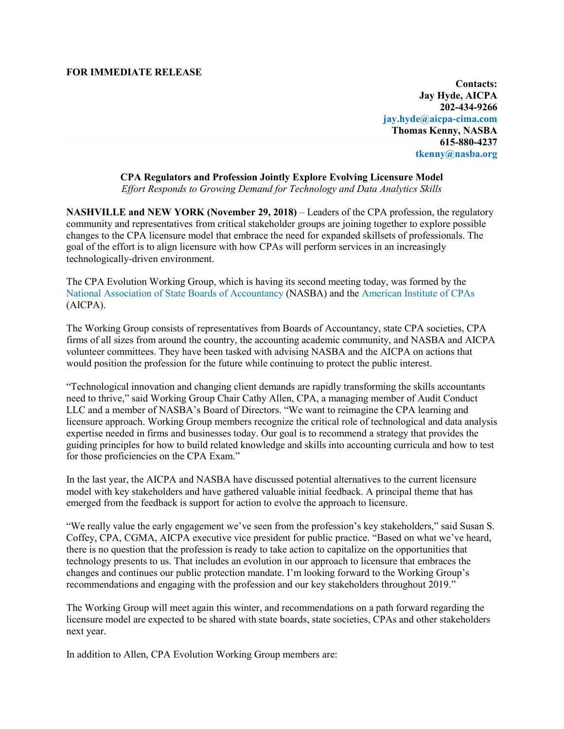**FOR IMMEDIATE RELEASE**

**Contacts:**
**Jay Hyde, AICPA**
**202-434-9266**
**jay.hyde@aicpa-cima.com**
**Thomas Kenny, NASBA**
**615-880-4237**
**tkenny@nasba.org**

**CPA Regulators and Profession Jointly Explore Evolving Licensure Model**
*Effort Responds to Growing Demand for Technology and Data Analytics Skills*

**NASHVILLE and NEW YORK (November 29, 2018)** – Leaders of the CPA profession, the regulatory community and representatives from critical stakeholder groups are joining together to explore possible changes to the CPA licensure model that embrace the need for expanded skillsets of professionals. The goal of the effort is to align licensure with how CPAs will perform services in an increasingly technologically-driven environment.

The CPA Evolution Working Group, which is having its second meeting today, was formed by the National Association of State Boards of Accountancy (NASBA) and the American Institute of CPAs (AICPA).

The Working Group consists of representatives from Boards of Accountancy, state CPA societies, CPA firms of all sizes from around the country, the accounting academic community, and NASBA and AICPA volunteer committees. They have been tasked with advising NASBA and the AICPA on actions that would position the profession for the future while continuing to protect the public interest.

"Technological innovation and changing client demands are rapidly transforming the skills accountants need to thrive," said Working Group Chair Cathy Allen, CPA, a managing member of Audit Conduct LLC and a member of NASBA's Board of Directors. "We want to reimagine the CPA learning and licensure approach. Working Group members recognize the critical role of technological and data analysis expertise needed in firms and businesses today. Our goal is to recommend a strategy that provides the guiding principles for how to build related knowledge and skills into accounting curricula and how to test for those proficiencies on the CPA Exam."

In the last year, the AICPA and NASBA have discussed potential alternatives to the current licensure model with key stakeholders and have gathered valuable initial feedback. A principal theme that has emerged from the feedback is support for action to evolve the approach to licensure.

"We really value the early engagement we've seen from the profession's key stakeholders," said Susan S. Coffey, CPA, CGMA, AICPA executive vice president for public practice. "Based on what we've heard, there is no question that the profession is ready to take action to capitalize on the opportunities that technology presents to us. That includes an evolution in our approach to licensure that embraces the changes and continues our public protection mandate. I'm looking forward to the Working Group's recommendations and engaging with the profession and our key stakeholders throughout 2019."

The Working Group will meet again this winter, and recommendations on a path forward regarding the licensure model are expected to be shared with state boards, state societies, CPAs and other stakeholders next year.

In addition to Allen, CPA Evolution Working Group members are: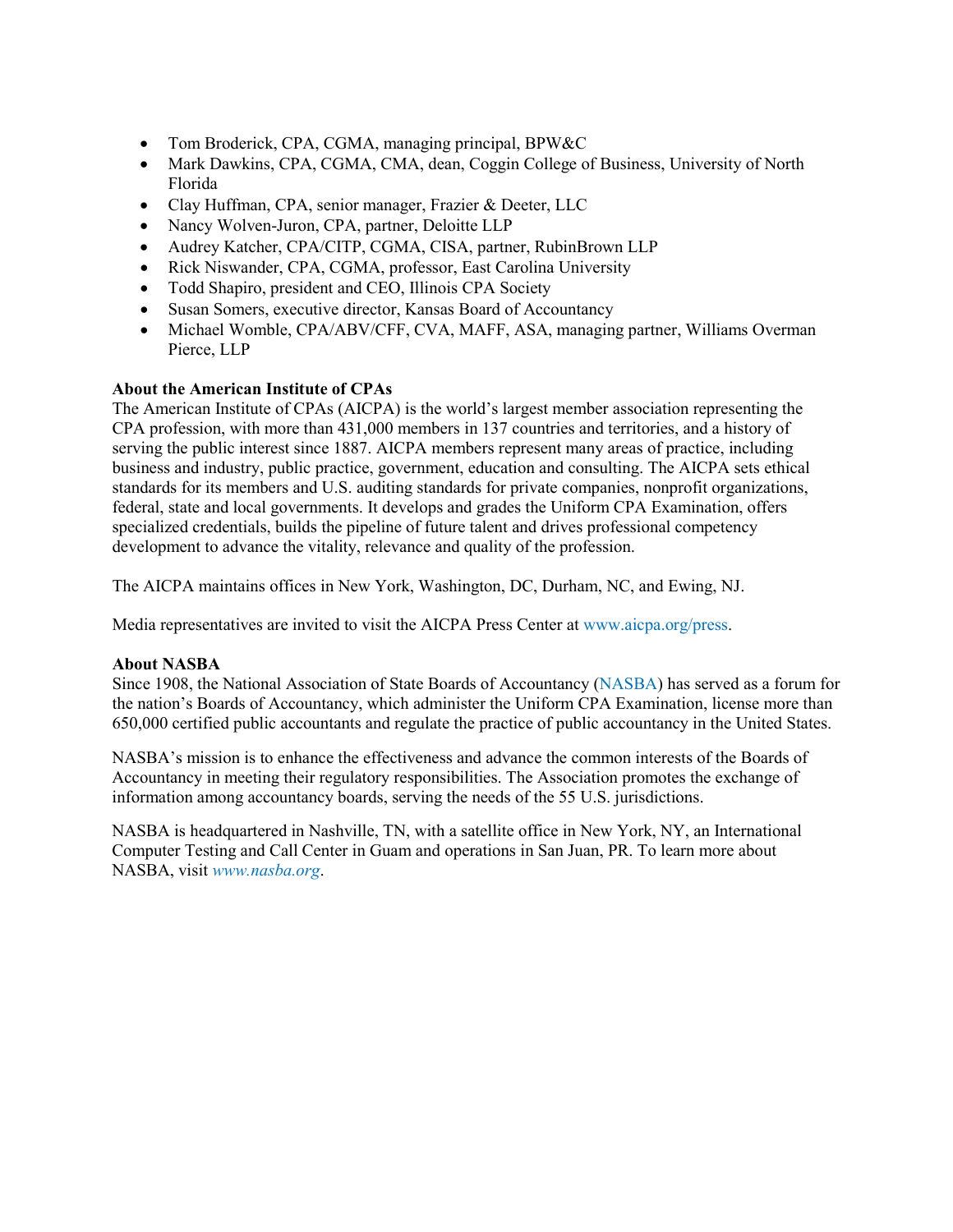- Tom Broderick, CPA, CGMA, managing principal, BPW&C
- Mark Dawkins, CPA, CGMA, CMA, dean, Coggin College of Business, University of North Florida
- Clay Huffman, CPA, senior manager, Frazier & Deeter, LLC
- Nancy Wolven-Juron, CPA, partner, Deloitte LLP
- Audrey Katcher, CPA/CITP, CGMA, CISA, partner, RubinBrown LLP
- Rick Niswander, CPA, CGMA, professor, East Carolina University
- Todd Shapiro, president and CEO, Illinois CPA Society
- Susan Somers, executive director, Kansas Board of Accountancy
- Michael Womble, CPA/ABV/CFF, CVA, MAFF, ASA, managing partner, Williams Overman Pierce, LLP

**About the American Institute of CPAs**
The American Institute of CPAs (AICPA) is the world's largest member association representing the CPA profession, with more than 431,000 members in 137 countries and territories, and a history of serving the public interest since 1887. AICPA members represent many areas of practice, including business and industry, public practice, government, education and consulting. The AICPA sets ethical standards for its members and U.S. auditing standards for private companies, nonprofit organizations, federal, state and local governments. It develops and grades the Uniform CPA Examination, offers specialized credentials, builds the pipeline of future talent and drives professional competency development to advance the vitality, relevance and quality of the profession.

The AICPA maintains offices in New York, Washington, DC, Durham, NC, and Ewing, NJ.

Media representatives are invited to visit the AICPA Press Center at www.aicpa.org/press.

**About NASBA**
Since 1908, the National Association of State Boards of Accountancy (NASBA) has served as a forum for the nation's Boards of Accountancy, which administer the Uniform CPA Examination, license more than 650,000 certified public accountants and regulate the practice of public accountancy in the United States.

NASBA's mission is to enhance the effectiveness and advance the common interests of the Boards of Accountancy in meeting their regulatory responsibilities. The Association promotes the exchange of information among accountancy boards, serving the needs of the 55 U.S. jurisdictions.

NASBA is headquartered in Nashville, TN, with a satellite office in New York, NY, an International Computer Testing and Call Center in Guam and operations in San Juan, PR. To learn more about NASBA, visit *www.nasba.org*.